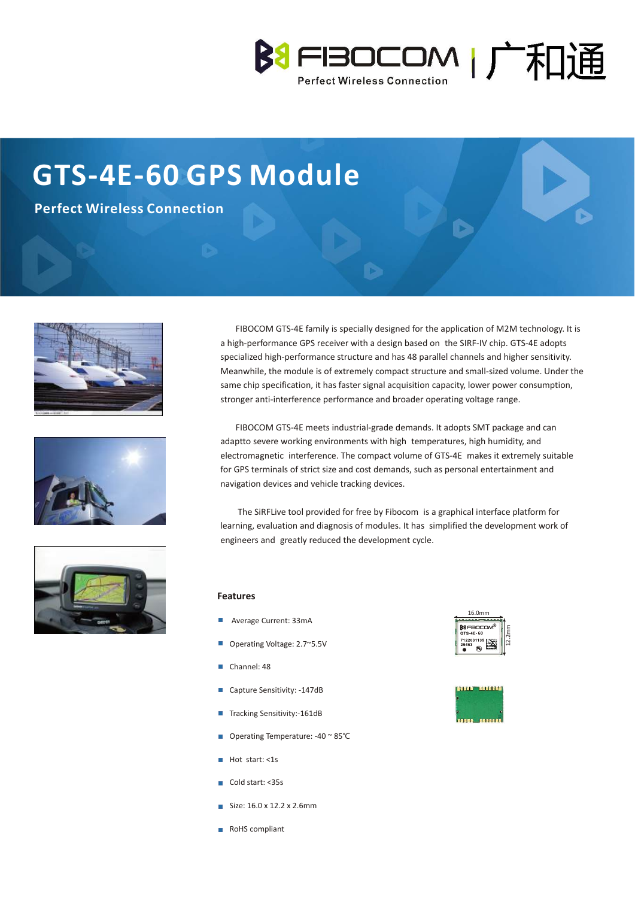# GTS-4E-60 GPS Module

**Perfect Wireless Connection**

FIBOCOM GTS-4E family is specially designed for the application of M2M technology. It is a high-performance GPS receiver with a design based on the SIRF-IV chip. GTS-4E adopts specialized high-performance structure and has 48 parallel channels and higher sensitivity. Meanwhile, the module is of extremely compact structure and small-sized volume. Under the same chip specification, it has faster signal acquisition capacity, lower power consumption, stronger anti-interference performance and broader operating voltage range.

FIBOCOM GTS-4E meets industrial-grade demands. It adopts SMT package and can adaptto severe working environments with high temperatures, high humidity, and electromagnetic interference. The compact volume of GTS-4E makes it extremely suitable for GPS terminals of strict size and cost demands, such as personal entertainment and navigation devices and vehicle tracking devices.

The SiRFLive tool provided for free by Fibocom is a graphical interface platform for learning, evaluation and diagnosis of modules. It has simplified the development work of engineers and greatly reduced the development cycle.

### Features

- Average Current: 33mA
- Operating Voltage: 2.7~5.5V
- Channel: 48
- Capture Sensitivity: -147dB
- Tracking Sensitivity:-161dB
- Operating Temperature: -40 ~ 85℃
- Hot start: <1s
- Cold start: <35s
- Size: 16.0 x 12.2 x 2.6mm
- RoHS compliant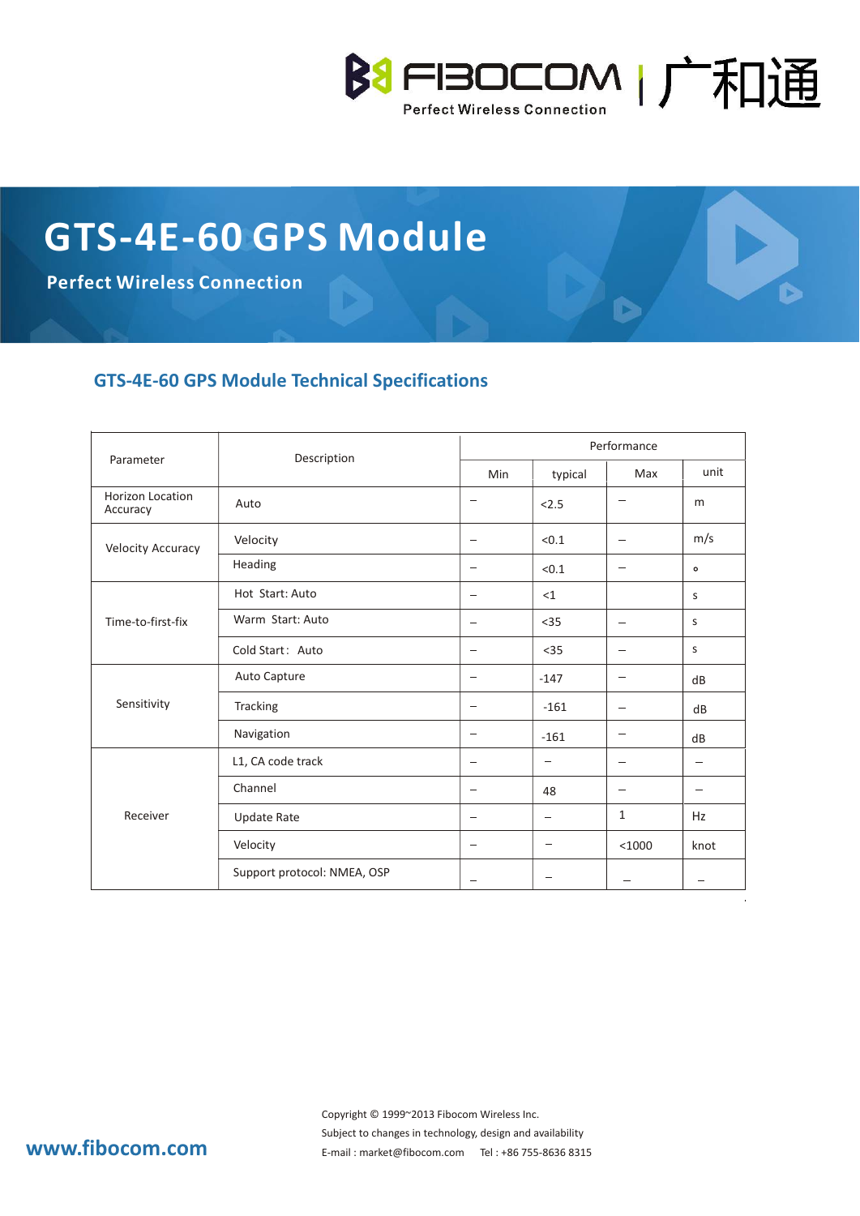# GTS-4E-60 GPS Module

**Perfect Wireless Connection**

## GTS-4E-60 GPS Module Technical Specifications

| Parameter | Description | Performance | | | |
|---|---|---|---|---|---|
| | | Min | typical | Max | unit |
| Horizon Location Accuracy | Auto | – | <2.5 | – | m |
| Velocity Accuracy | Velocity | – | <0.1 | – | m/s |
| | Heading | – | <0.1 | – | ° |
| Time-to-first-fix | Hot Start: Auto | – | <1 | | s |
| | Warm Start: Auto | – | <35 | – | s |
| | Cold Start： Auto | – | <35 | – | s |
| Sensitivity | Auto Capture | – | -147 | – | dB |
| | Tracking | – | -161 | – | dB |
| | Navigation | – | -161 | – | dB |
| Receiver | L1, CA code track | – | – | – | – |
| | Channel | – | 48 | – | – |
| | Update Rate | – | – | 1 | Hz |
| | Velocity | – | – | <1000 | knot |
| | Support protocol: NMEA, OSP | – | – | – | – |

www.fibocom.com

Copyright © 1999~2013 Fibocom Wireless Inc.
Subject to changes in technology, design and availability
E-mail : market@fibocom.com Tel : +86 755-8636 8315